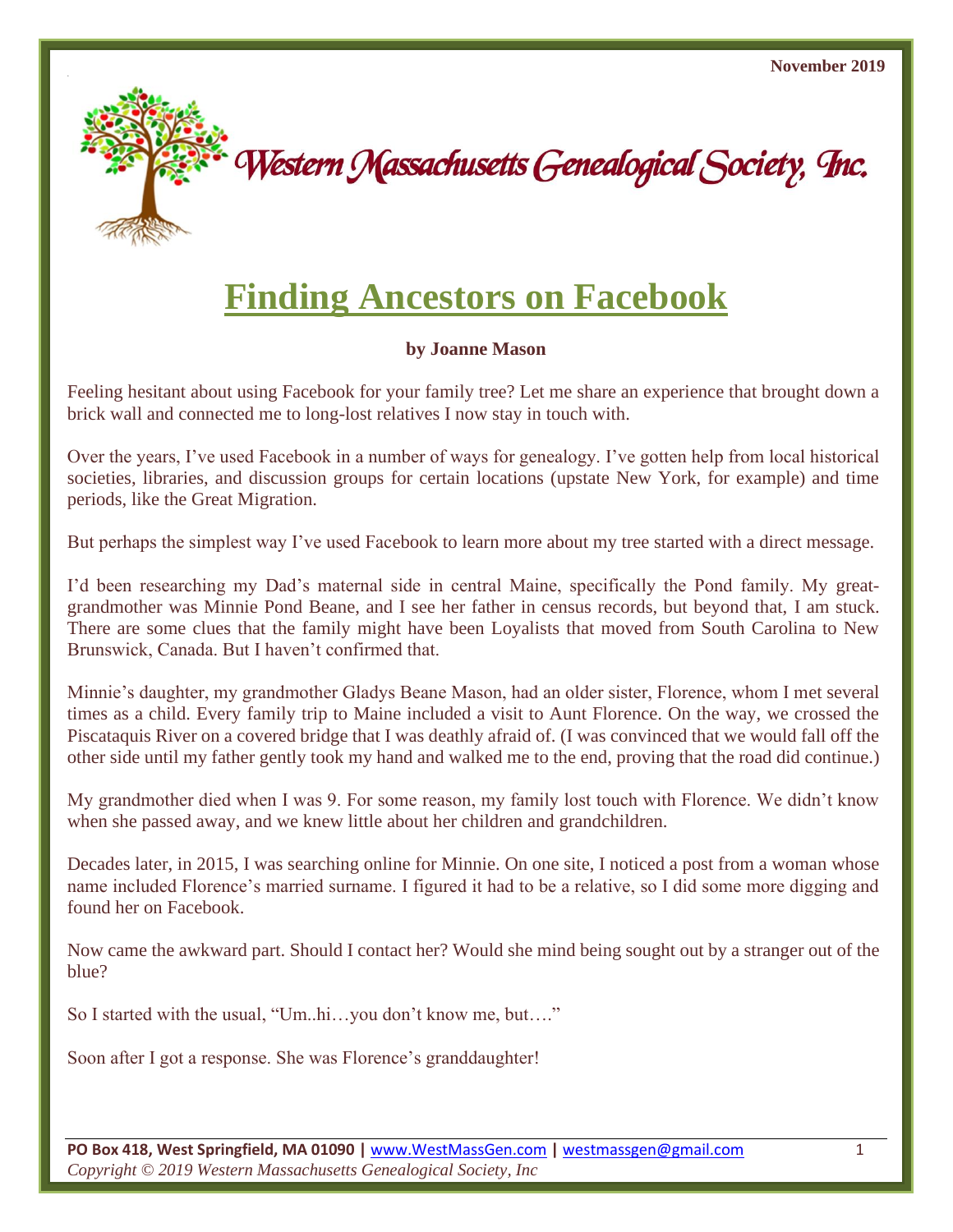Western Massachusetts Genealogical Society, Inc.

# Finding Ancestors on Facebook

**by Joanne Mason**

Feeling hesitant about using Facebook for your family tree? Let me share an experience that brought down a brick wall and connected me to long-lost relatives I now stay in touch with.

Over the years, I've used Facebook in a number of ways for genealogy. I've gotten help from local historical societies, libraries, and discussion groups for certain locations (upstate New York, for example) and time periods, like the Great Migration.

But perhaps the simplest way I've used Facebook to learn more about my tree started with a direct message.

I'd been researching my Dad's maternal side in central Maine, specifically the Pond family. My great-grandmother was Minnie Pond Beane, and I see her father in census records, but beyond that, I am stuck. There are some clues that the family might have been Loyalists that moved from South Carolina to New Brunswick, Canada. But I haven't confirmed that.

Minnie's daughter, my grandmother Gladys Beane Mason, had an older sister, Florence, whom I met several times as a child. Every family trip to Maine included a visit to Aunt Florence. On the way, we crossed the Piscataquis River on a covered bridge that I was deathly afraid of. (I was convinced that we would fall off the other side until my father gently took my hand and walked me to the end, proving that the road did continue.)

My grandmother died when I was 9. For some reason, my family lost touch with Florence. We didn't know when she passed away, and we knew little about her children and grandchildren.

Decades later, in 2015, I was searching online for Minnie. On one site, I noticed a post from a woman whose name included Florence's married surname. I figured it had to be a relative, so I did some more digging and found her on Facebook.

Now came the awkward part. Should I contact her? Would she mind being sought out by a stranger out of the blue?

So I started with the usual, "Um..hi…you don't know me, but…."

Soon after I got a response. She was Florence's granddaughter!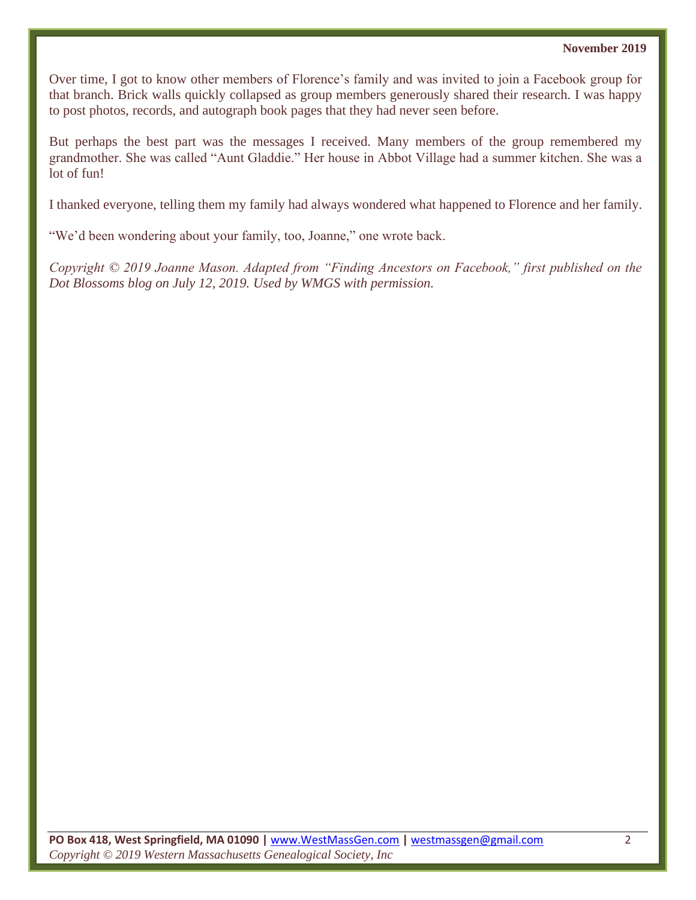Over time, I got to know other members of Florence's family and was invited to join a Facebook group for that branch. Brick walls quickly collapsed as group members generously shared their research. I was happy to post photos, records, and autograph book pages that they had never seen before.

But perhaps the best part was the messages I received. Many members of the group remembered my grandmother. She was called "Aunt Gladdie." Her house in Abbot Village had a summer kitchen. She was a lot of fun!

I thanked everyone, telling them my family had always wondered what happened to Florence and her family.

"We'd been wondering about your family, too, Joanne," one wrote back.

*Copyright © 2019 Joanne Mason. Adapted from "Finding Ancestors on Facebook," first published on the Dot Blossoms blog on July 12, 2019. Used by WMGS with permission.*